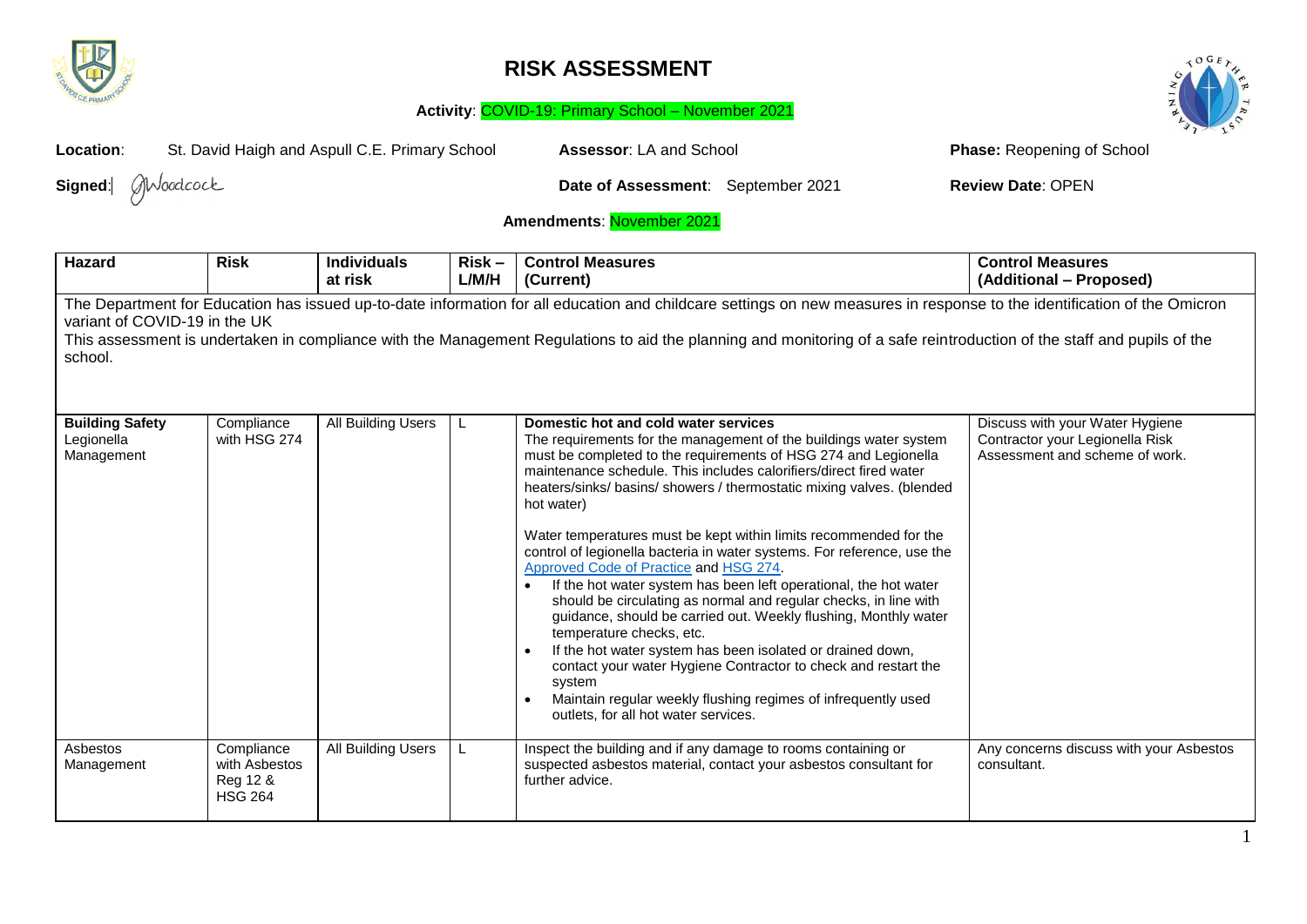# RISK ASSESSMENT

**Activity**: COVID-19: Primary School – November 2021

**Location**: St. David Haigh and Aspull C.E. Primary School **Assessor**: LA and School **Phase:** Reopening of School

**Signed**: GWoodcock **Date of Assessment**: September 2021 **Review Date**: OPEN

**Amendments**: November 2021

| Hazard | Risk | Individuals at risk | Risk – L/M/H | Control Measures (Current) | Control Measures (Additional – Proposed) |
|---|---|---|---|---|---|
| The Department for Education has issued up-to-date information for all education and childcare settings on new measures in response to the identification of the Omicron variant of COVID-19 in the UK<br>This assessment is undertaken in compliance with the Management Regulations to aid the planning and monitoring of a safe reintroduction of the staff and pupils of the school. | | | | | |
| **Building Safety** Legionella Management | Compliance with HSG 274 | All Building Users | L | **Domestic hot and cold water services**<br>The requirements for the management of the buildings water system must be completed to the requirements of HSG 274 and Legionella maintenance schedule. This includes calorifiers/direct fired water heaters/sinks/ basins/ showers / thermostatic mixing valves. (blended hot water)<br><br>Water temperatures must be kept within limits recommended for the control of legionella bacteria in water systems. For reference, use the Approved Code of Practice and HSG 274.<br>• If the hot water system has been left operational, the hot water should be circulating as normal and regular checks, in line with guidance, should be carried out. Weekly flushing, Monthly water temperature checks, etc.<br>• If the hot water system has been isolated or drained down, contact your water Hygiene Contractor to check and restart the system<br>• Maintain regular weekly flushing regimes of infrequently used outlets, for all hot water services. | Discuss with your Water Hygiene Contractor your Legionella Risk Assessment and scheme of work. |
| Asbestos Management | Compliance with Asbestos Reg 12 & HSG 264 | All Building Users | L | Inspect the building and if any damage to rooms containing or suspected asbestos material, contact your asbestos consultant for further advice. | Any concerns discuss with your Asbestos consultant. |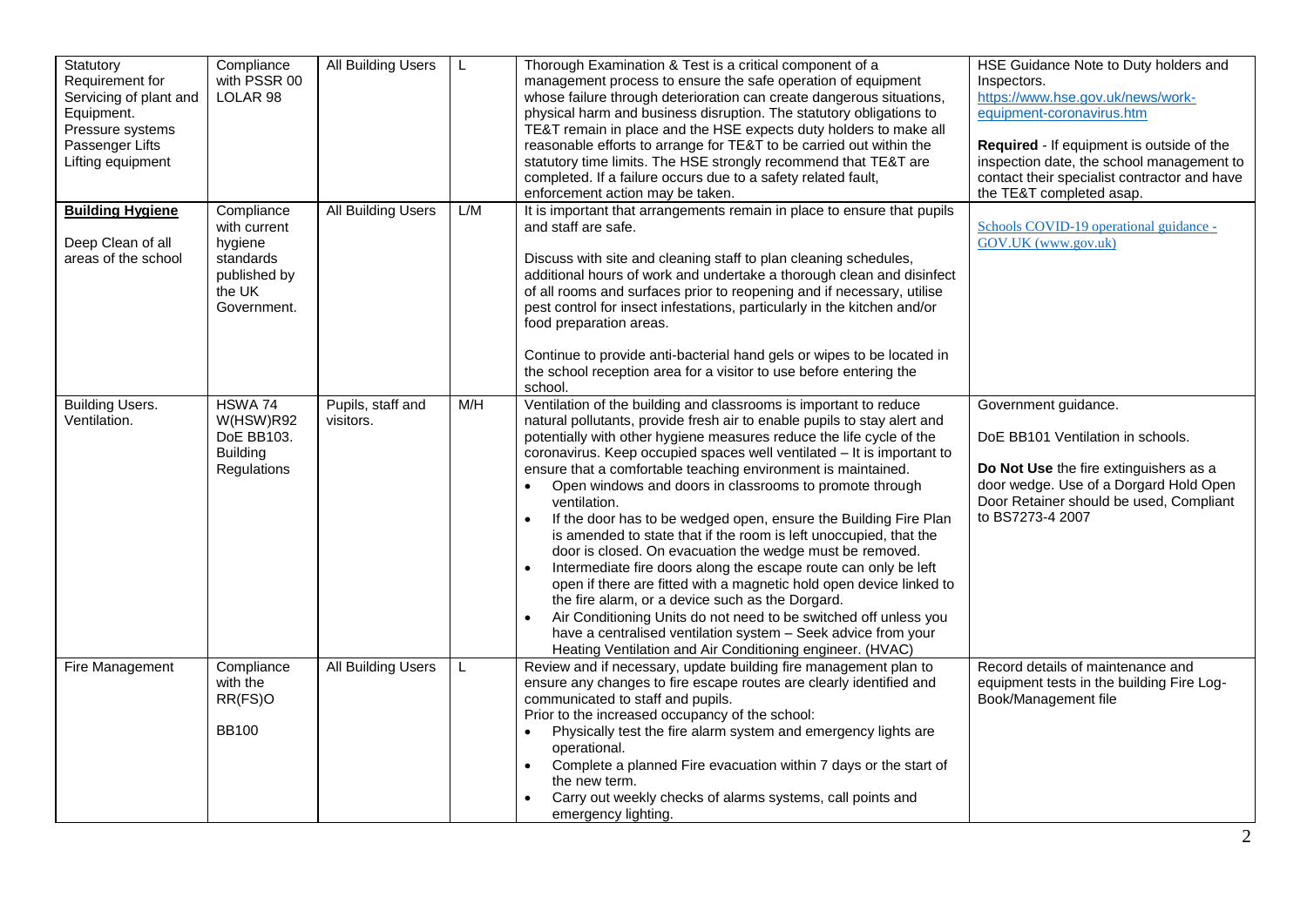| | | | | | |
|---|---|---|---|---|---|
| Statutory Requirement for Servicing of plant and Equipment. Pressure systems Passenger Lifts Lifting equipment | Compliance with PSSR 00 LOLAR 98 | All Building Users | L | Thorough Examination & Test is a critical component of a management process to ensure the safe operation of equipment whose failure through deterioration can create dangerous situations, physical harm and business disruption. The statutory obligations to TE&T remain in place and the HSE expects duty holders to make all reasonable efforts to arrange for TE&T to be carried out within the statutory time limits. The HSE strongly recommend that TE&T are completed. If a failure occurs due to a safety related fault, enforcement action may be taken. | HSE Guidance Note to Duty holders and Inspectors. https://www.hse.gov.uk/news/work-equipment-coronavirus.htm<br><br>**Required** - If equipment is outside of the inspection date, the school management to contact their specialist contractor and have the TE&T completed asap. |
| **Building Hygiene**<br><br>Deep Clean of all areas of the school | Compliance with current hygiene standards published by the UK Government. | All Building Users | L/M | It is important that arrangements remain in place to ensure that pupils and staff are safe.<br><br>Discuss with site and cleaning staff to plan cleaning schedules, additional hours of work and undertake a thorough clean and disinfect of all rooms and surfaces prior to reopening and if necessary, utilise pest control for insect infestations, particularly in the kitchen and/or food preparation areas.<br><br>Continue to provide anti-bacterial hand gels or wipes to be located in the school reception area for a visitor to use before entering the school. | Schools COVID-19 operational guidance - GOV.UK (www.gov.uk) |
| Building Users. Ventilation. | HSWA 74 W(HSW)R92 DoE BB103. Building Regulations | Pupils, staff and visitors. | M/H | Ventilation of the building and classrooms is important to reduce natural pollutants, provide fresh air to enable pupils to stay alert and potentially with other hygiene measures reduce the life cycle of the coronavirus. Keep occupied spaces well ventilated – It is important to ensure that a comfortable teaching environment is maintained.<br>• Open windows and doors in classrooms to promote through ventilation.<br>• If the door has to be wedged open, ensure the Building Fire Plan is amended to state that if the room is left unoccupied, that the door is closed. On evacuation the wedge must be removed.<br>• Intermediate fire doors along the escape route can only be left open if there are fitted with a magnetic hold open device linked to the fire alarm, or a device such as the Dorgard.<br>• Air Conditioning Units do not need to be switched off unless you have a centralised ventilation system – Seek advice from your Heating Ventilation and Air Conditioning engineer. (HVAC) | Government guidance.<br><br>DoE BB101 Ventilation in schools.<br><br>**Do Not Use** the fire extinguishers as a door wedge. Use of a Dorgard Hold Open Door Retainer should be used, Compliant to BS7273-4 2007 |
| Fire Management | Compliance with the RR(FS)O<br><br>BB100 | All Building Users | L | Review and if necessary, update building fire management plan to ensure any changes to fire escape routes are clearly identified and communicated to staff and pupils.<br>Prior to the increased occupancy of the school:<br>• Physically test the fire alarm system and emergency lights are operational.<br>• Complete a planned Fire evacuation within 7 days or the start of the new term.<br>• Carry out weekly checks of alarms systems, call points and emergency lighting. | Record details of maintenance and equipment tests in the building Fire Log-Book/Management file |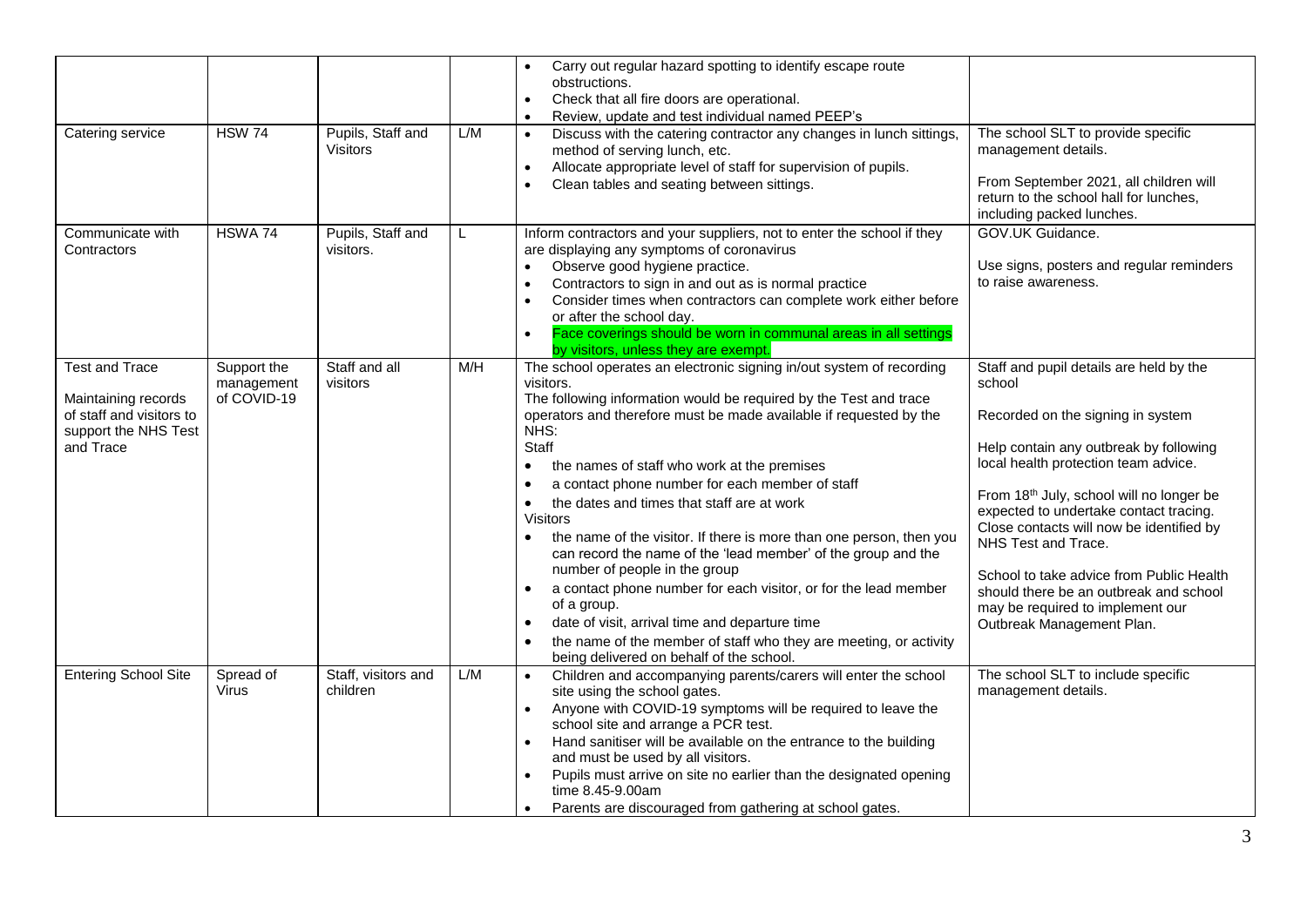| | | | | • Carry out regular hazard spotting to identify escape route obstructions.<br>• Check that all fire doors are operational.<br>• Review, update and test individual named PEEP's | |
|---|---|---|---|---|---|
| Catering service | HSW 74 | Pupils, Staff and Visitors | L/M | • Discuss with the catering contractor any changes in lunch sittings, method of serving lunch, etc.<br>• Allocate appropriate level of staff for supervision of pupils.<br>• Clean tables and seating between sittings. | The school SLT to provide specific management details.<br><br>From September 2021, all children will return to the school hall for lunches, including packed lunches. |
| Communicate with Contractors | HSWA 74 | Pupils, Staff and visitors. | L | Inform contractors and your suppliers, not to enter the school if they are displaying any symptoms of coronavirus<br>• Observe good hygiene practice.<br>• Contractors to sign in and out as is normal practice<br>• Consider times when contractors can complete work either before or after the school day.<br>• Face coverings should be worn in communal areas in all settings by visitors, unless they are exempt. | GOV.UK Guidance.<br><br>Use signs, posters and regular reminders to raise awareness. |
| Test and Trace<br><br>Maintaining records of staff and visitors to support the NHS Test and Trace | Support the management of COVID-19 | Staff and all visitors | M/H | The school operates an electronic signing in/out system of recording visitors.<br>The following information would be required by the Test and trace operators and therefore must be made available if requested by the NHS:<br>Staff<br>• the names of staff who work at the premises<br>• a contact phone number for each member of staff<br>• the dates and times that staff are at work<br>Visitors<br>• the name of the visitor. If there is more than one person, then you can record the name of the 'lead member' of the group and the number of people in the group<br>• a contact phone number for each visitor, or for the lead member of a group.<br>• date of visit, arrival time and departure time<br>• the name of the member of staff who they are meeting, or activity being delivered on behalf of the school. | Staff and pupil details are held by the school<br><br>Recorded on the signing in system<br><br>Help contain any outbreak by following local health protection team advice.<br><br>From 18th July, school will no longer be expected to undertake contact tracing. Close contacts will now be identified by NHS Test and Trace.<br><br>School to take advice from Public Health should there be an outbreak and school may be required to implement our Outbreak Management Plan. |
| Entering School Site | Spread of Virus | Staff, visitors and children | L/M | • Children and accompanying parents/carers will enter the school site using the school gates.<br>• Anyone with COVID-19 symptoms will be required to leave the school site and arrange a PCR test.<br>• Hand sanitiser will be available on the entrance to the building and must be used by all visitors.<br>• Pupils must arrive on site no earlier than the designated opening time 8.45-9.00am<br>• Parents are discouraged from gathering at school gates. | The school SLT to include specific management details. |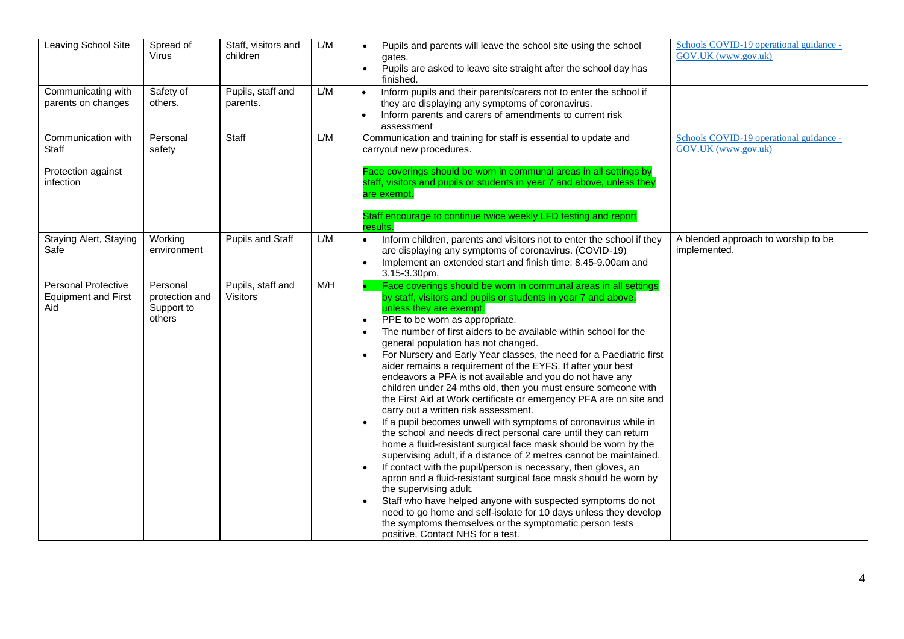| Leaving School Site | Spread of Virus | Staff, visitors and children | L/M | • Pupils and parents will leave the school site using the school gates.<br>• Pupils are asked to leave site straight after the school day has finished. | Schools COVID-19 operational guidance - GOV.UK (www.gov.uk) |
|---|---|---|---|---|---|
| Communicating with parents on changes | Safety of others. | Pupils, staff and parents. | L/M | • Inform pupils and their parents/carers not to enter the school if they are displaying any symptoms of coronavirus.<br>• Inform parents and carers of amendments to current risk assessment | |
| Communication with Staff<br><br>Protection against infection | Personal safety | Staff | L/M | Communication and training for staff is essential to update and carryout new procedures.<br><br>Face coverings should be worn in communal areas in all settings by staff, visitors and pupils or students in year 7 and above, unless they are exempt.<br><br>Staff encourage to continue twice weekly LFD testing and report results. | Schools COVID-19 operational guidance - GOV.UK (www.gov.uk) |
| Staying Alert, Staying Safe | Working environment | Pupils and Staff | L/M | • Inform children, parents and visitors not to enter the school if they are displaying any symptoms of coronavirus. (COVID-19)<br>• Implement an extended start and finish time: 8.45-9.00am and 3.15-3.30pm. | A blended approach to worship to be implemented. |
| Personal Protective Equipment and First Aid | Personal protection and Support to others | Pupils, staff and Visitors | M/H | • Face coverings should be worn in communal areas in all settings by staff, visitors and pupils or students in year 7 and above, unless they are exempt.<br>• PPE to be worn as appropriate.<br>• The number of first aiders to be available within school for the general population has not changed.<br>• For Nursery and Early Year classes, the need for a Paediatric first aider remains a requirement of the EYFS. If after your best endeavors a PFA is not available and you do not have any children under 24 mths old, then you must ensure someone with the First Aid at Work certificate or emergency PFA are on site and carry out a written risk assessment.<br>• If a pupil becomes unwell with symptoms of coronavirus while in the school and needs direct personal care until they can return home a fluid-resistant surgical face mask should be worn by the supervising adult, if a distance of 2 metres cannot be maintained.<br>• If contact with the pupil/person is necessary, then gloves, an apron and a fluid-resistant surgical face mask should be worn by the supervising adult.<br>• Staff who have helped anyone with suspected symptoms do not need to go home and self-isolate for 10 days unless they develop the symptoms themselves or the symptomatic person tests positive. Contact NHS for a test. | |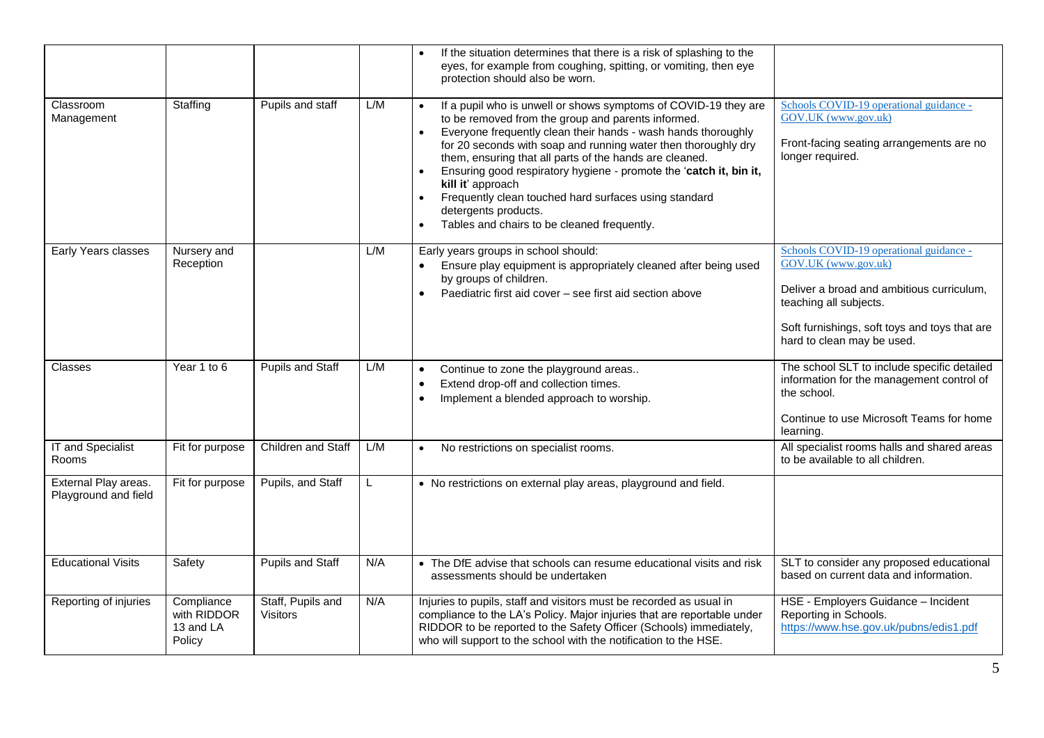| | | | | • If the situation determines that there is a risk of splashing to the eyes, for example from coughing, spitting, or vomiting, then eye protection should also be worn. | |
|---|---|---|---|---|---|
| Classroom Management | Staffing | Pupils and staff | L/M | • If a pupil who is unwell or shows symptoms of COVID-19 they are to be removed from the group and parents informed.<br>• Everyone frequently clean their hands - wash hands thoroughly for 20 seconds with soap and running water then thoroughly dry them, ensuring that all parts of the hands are cleaned.<br>• Ensuring good respiratory hygiene - promote the '**catch it, bin it, kill it**' approach<br>• Frequently clean touched hard surfaces using standard detergents products.<br>• Tables and chairs to be cleaned frequently. | Schools COVID-19 operational guidance - GOV.UK (www.gov.uk)<br><br>Front-facing seating arrangements are no longer required. |
| Early Years classes | Nursery and Reception | | L/M | Early years groups in school should:<br>• Ensure play equipment is appropriately cleaned after being used by groups of children.<br>• Paediatric first aid cover – see first aid section above | Schools COVID-19 operational guidance - GOV.UK (www.gov.uk)<br><br>Deliver a broad and ambitious curriculum, teaching all subjects.<br><br>Soft furnishings, soft toys and toys that are hard to clean may be used. |
| Classes | Year 1 to 6 | Pupils and Staff | L/M | • Continue to zone the playground areas..<br>• Extend drop-off and collection times.<br>• Implement a blended approach to worship. | The school SLT to include specific detailed information for the management control of the school.<br><br>Continue to use Microsoft Teams for home learning. |
| IT and Specialist Rooms | Fit for purpose | Children and Staff | L/M | • No restrictions on specialist rooms. | All specialist rooms halls and shared areas to be available to all children. |
| External Play areas. Playground and field | Fit for purpose | Pupils, and Staff | L | • No restrictions on external play areas, playground and field. | |
| Educational Visits | Safety | Pupils and Staff | N/A | • The DfE advise that schools can resume educational visits and risk assessments should be undertaken | SLT to consider any proposed educational based on current data and information. |
| Reporting of injuries | Compliance with RIDDOR 13 and LA Policy | Staff, Pupils and Visitors | N/A | Injuries to pupils, staff and visitors must be recorded as usual in compliance to the LA's Policy. Major injuries that are reportable under RIDDOR to be reported to the Safety Officer (Schools) immediately, who will support to the school with the notification to the HSE. | HSE - Employers Guidance – Incident Reporting in Schools.<br>https://www.hse.gov.uk/pubns/edis1.pdf |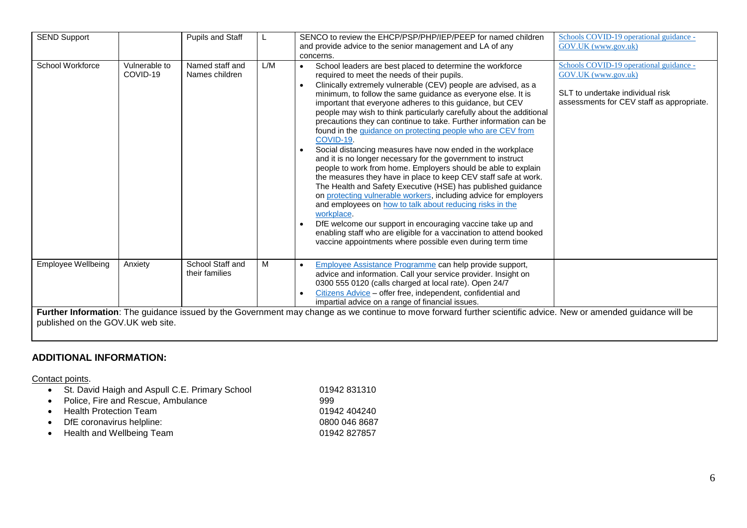| | | | | | |
|---|---|---|---|---|---|
| SEND Support | | Pupils and Staff | L | SENCO to review the EHCP/PSP/PHP/IEP/PEEP for named children and provide advice to the senior management and LA of any concerns. | Schools COVID-19 operational guidance - GOV.UK (www.gov.uk) |
| School Workforce | Vulnerable to COVID-19 | Named staff and Names children | L/M | • School leaders are best placed to determine the workforce required to meet the needs of their pupils.<br>• Clinically extremely vulnerable (CEV) people are advised, as a minimum, to follow the same guidance as everyone else. It is important that everyone adheres to this guidance, but CEV people may wish to think particularly carefully about the additional precautions they can continue to take. Further information can be found in the guidance on protecting people who are CEV from COVID-19.<br>• Social distancing measures have now ended in the workplace and it is no longer necessary for the government to instruct people to work from home. Employers should be able to explain the measures they have in place to keep CEV staff safe at work. The Health and Safety Executive (HSE) has published guidance on protecting vulnerable workers, including advice for employers and employees on how to talk about reducing risks in the workplace.<br>• DfE welcome our support in encouraging vaccine take up and enabling staff who are eligible for a vaccination to attend booked vaccine appointments where possible even during term time | Schools COVID-19 operational guidance - GOV.UK (www.gov.uk)<br><br>SLT to undertake individual risk assessments for CEV staff as appropriate. |
| Employee Wellbeing | Anxiety | School Staff and their families | M | • Employee Assistance Programme can help provide support, advice and information. Call your service provider. Insight on 0300 555 0120 (calls charged at local rate). Open 24/7<br>• Citizens Advice – offer free, independent, confidential and impartial advice on a range of financial issues. | |
| **Further Information**: The guidance issued by the Government may change as we continue to move forward further scientific advice. New or amended guidance will be published on the GOV.UK web site. | | | | | |

## ADDITIONAL INFORMATION:

Contact points.

- St. David Haigh and Aspull C.E. Primary School 01942 831310
- Police, Fire and Rescue, Ambulance 999
- Health Protection Team 01942 404240
- DfE coronavirus helpline: 0800 046 8687
- Health and Wellbeing Team 01942 827857